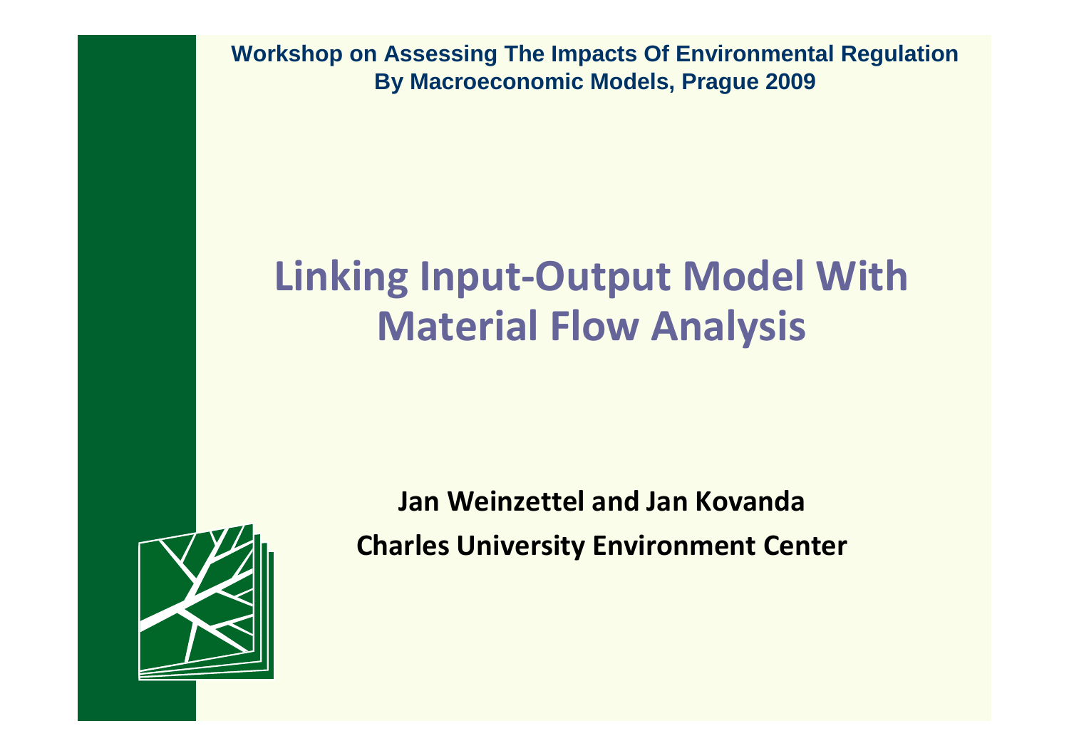Workshop on Assessing The Impacts Of Environmental Regulation By Macroeconomic Models, Prague 2009

# Linking Input-Output Model With Material Flow Analysis

**Jan Weinzettel and Jan Kovanda**

**Charles University Environment Center**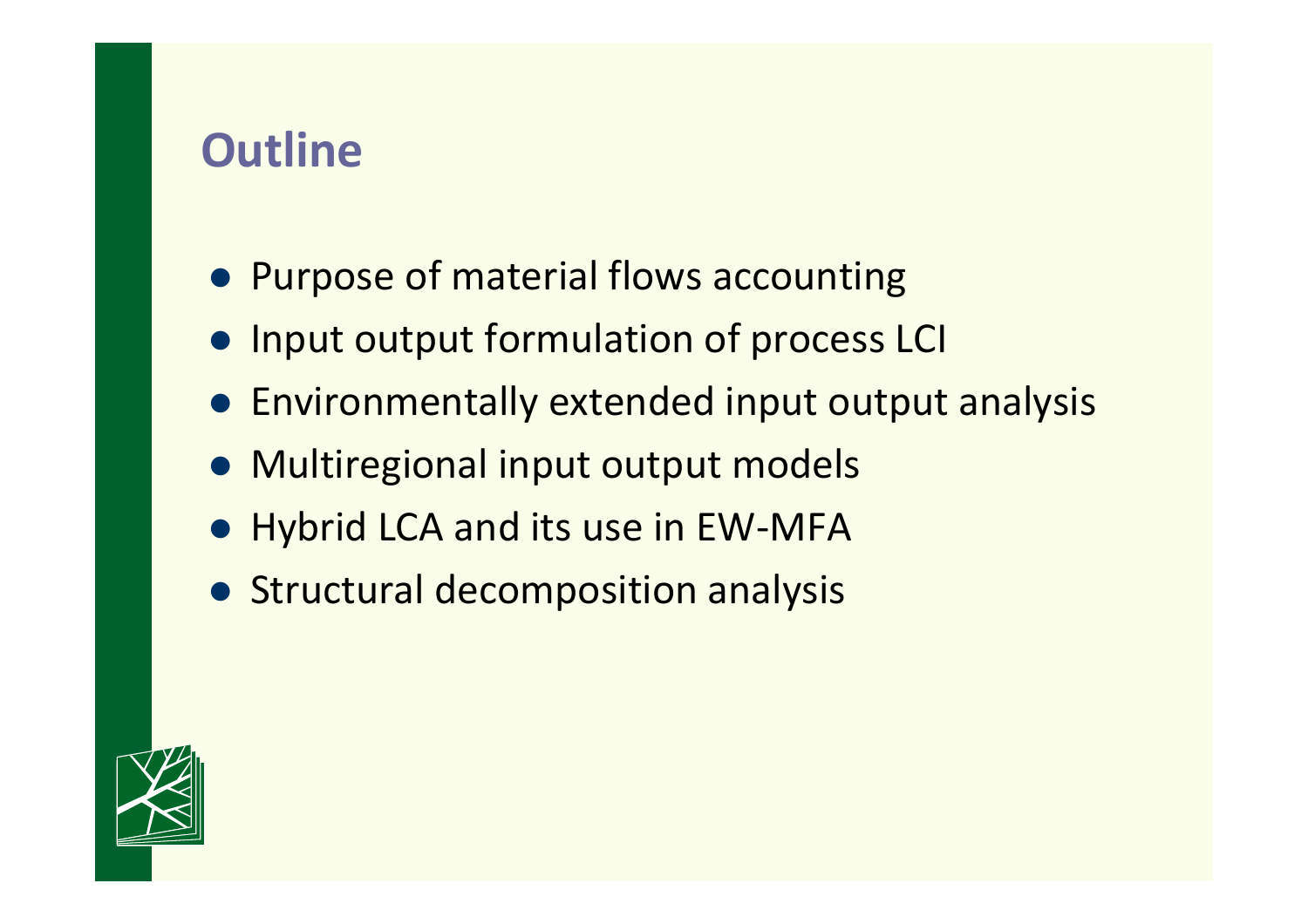# Outline

- Purpose of material flows accounting
- Input output formulation of process LCI
- Environmentally extended input output analysis
- Multiregional input output models
- Hybrid LCA and its use in EW-MFA
- Structural decomposition analysis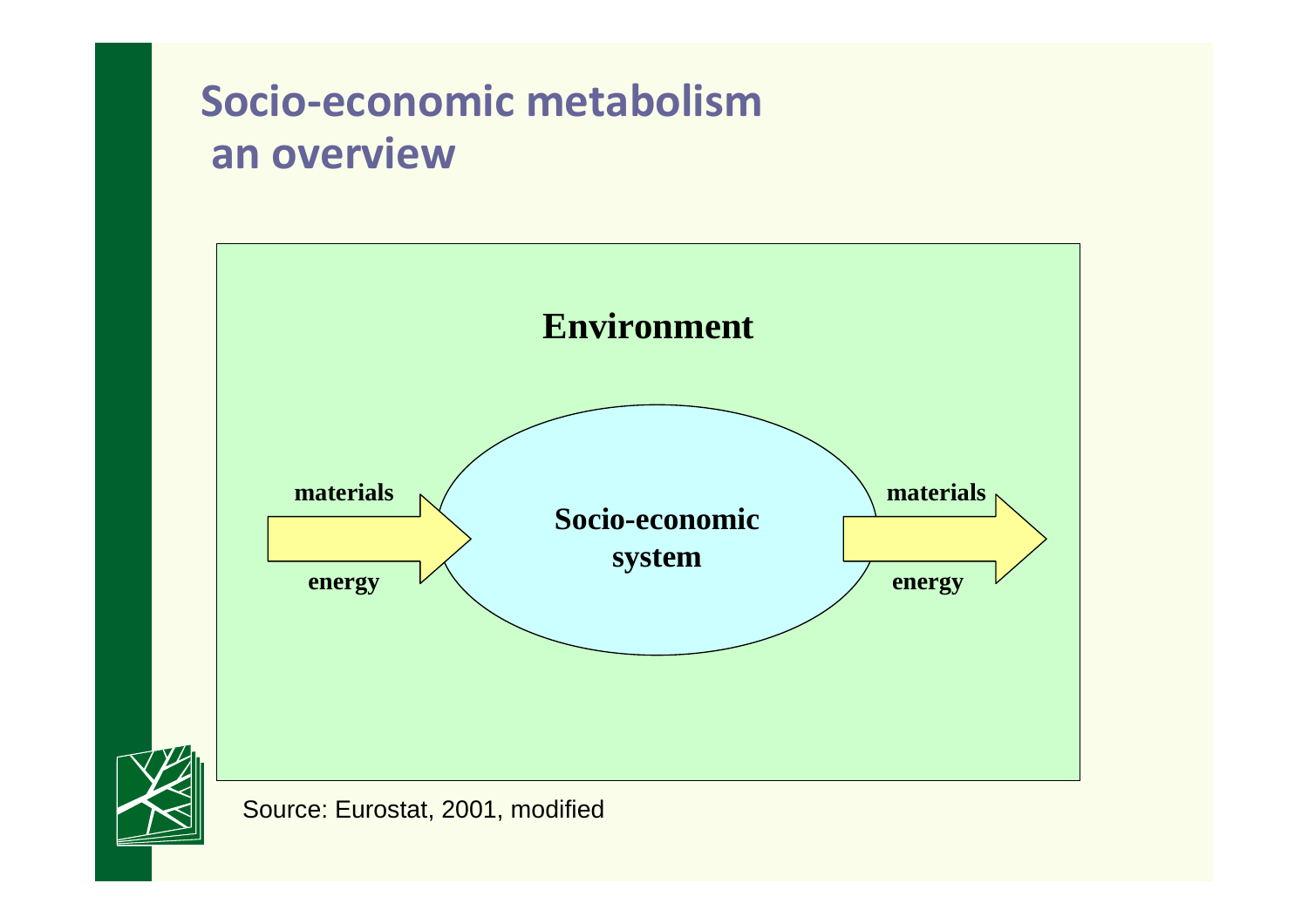# Socio-economic metabolism
## an overview

Environment

materials

energy

Socio-economic system

materials

energy

Source: Eurostat, 2001, modified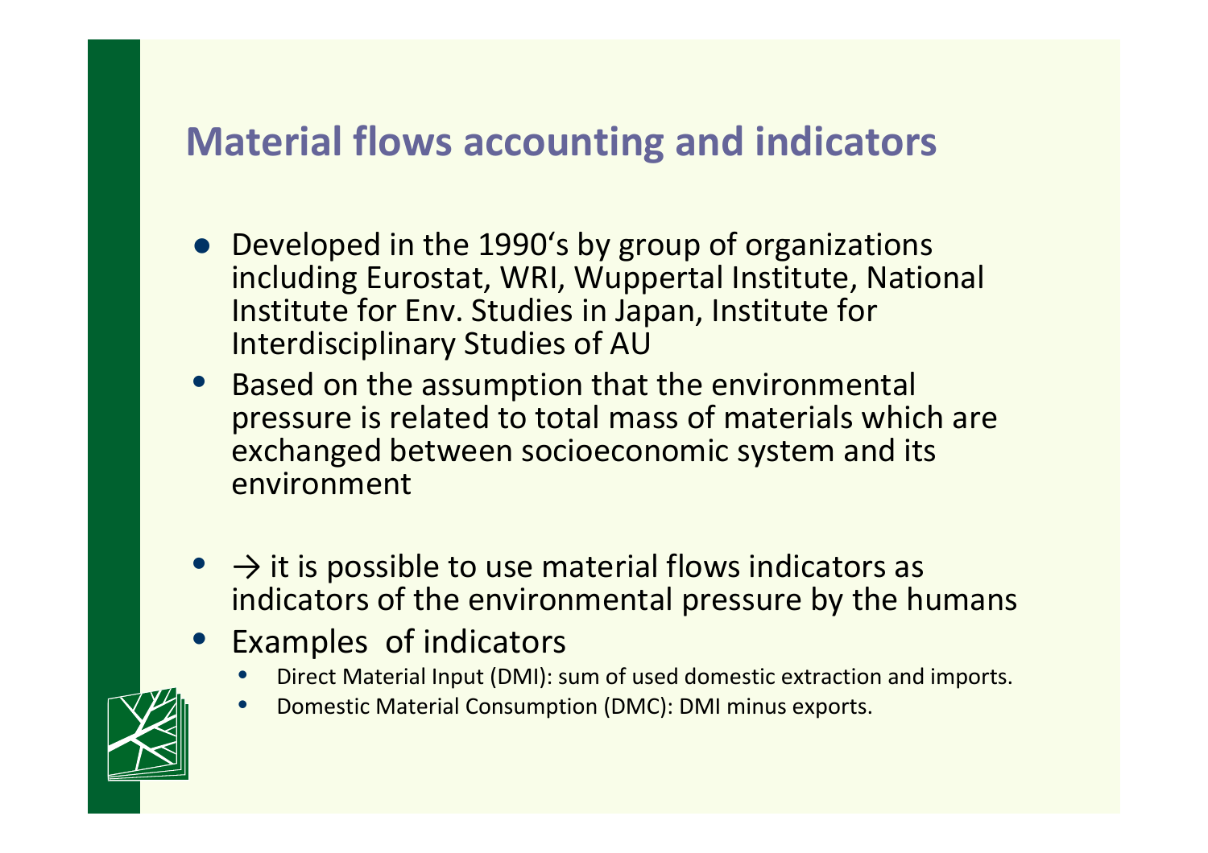# Material flows accounting and indicators

- Developed in the 1990‘s by group of organizations including Eurostat, WRI, Wuppertal Institute, National Institute for Env. Studies in Japan, Institute for Interdisciplinary Studies of AU
- Based on the assumption that the environmental pressure is related to total mass of materials which are exchanged between socioeconomic system and its environment
- → it is possible to use material flows indicators as indicators of the environmental pressure by the humans
- Examples of indicators
  - Direct Material Input (DMI): sum of used domestic extraction and imports.
  - Domestic Material Consumption (DMC): DMI minus exports.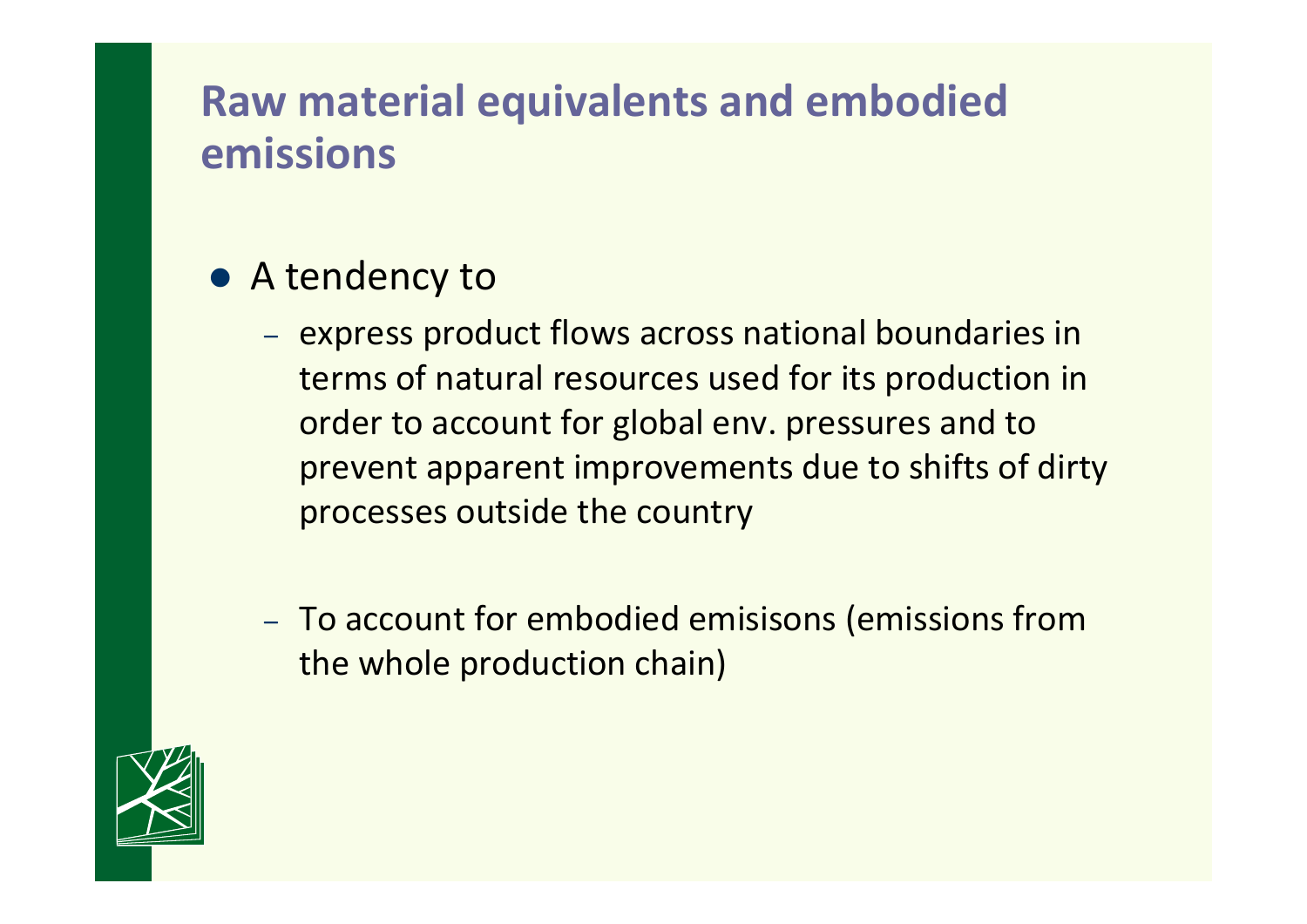## Raw material equivalents and embodied emissions

- A tendency to
  - express product flows across national boundaries in terms of natural resources used for its production in order to account for global env. pressures and to prevent apparent improvements due to shifts of dirty processes outside the country
  - To account for embodied emisisons (emissions from the whole production chain)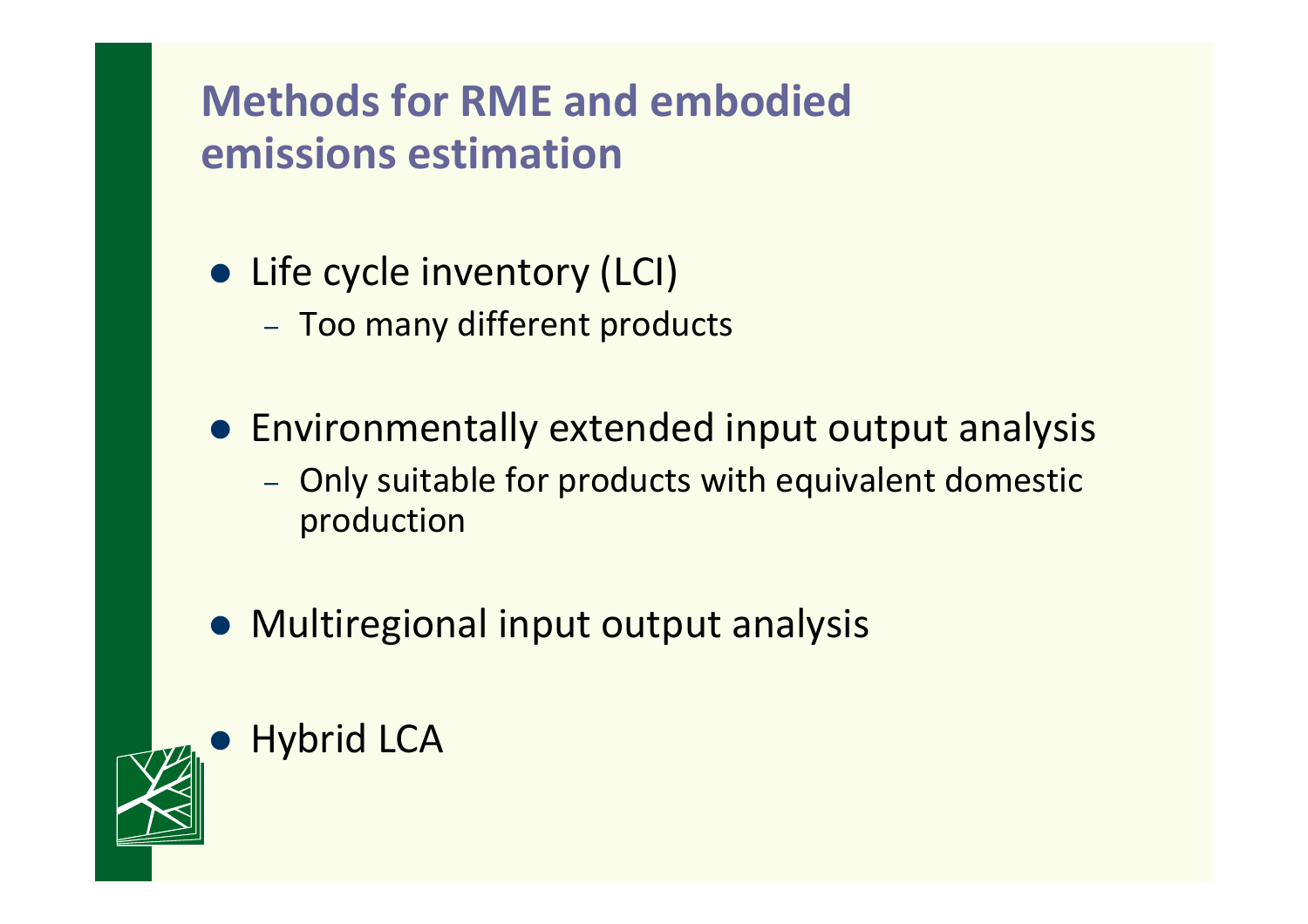# Methods for RME and embodied emissions estimation

- Life cycle inventory (LCI)
  - Too many different products
- Environmentally extended input output analysis
  - Only suitable for products with equivalent domestic production
- Multiregional input output analysis
- Hybrid LCA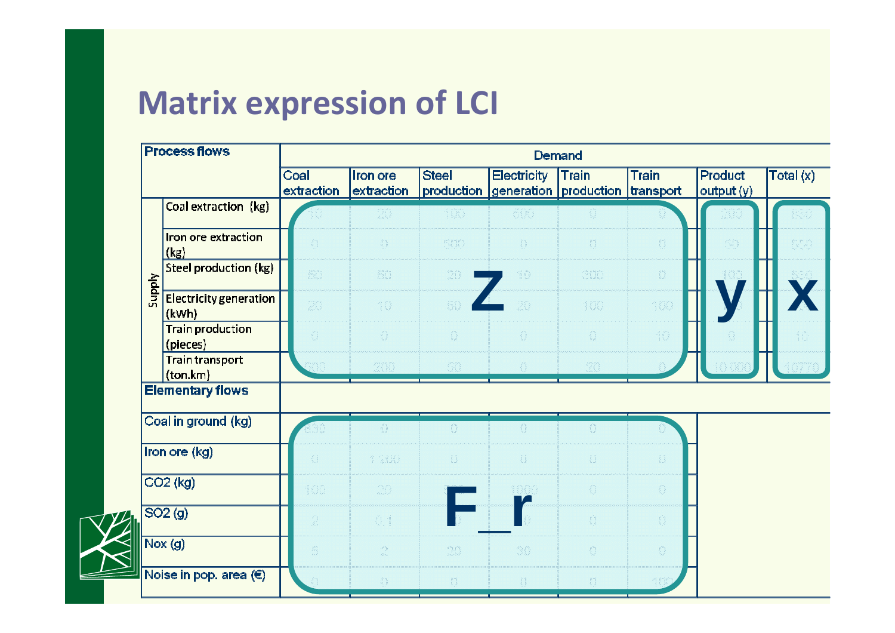# Matrix expression of LCI

| Process flows | | Demand | | | | | | | |
|---|---|---|---|---|---|---|---|---|---|
| | | Coal extraction | Iron ore extraction | Steel production | Electricity generation | Train production | Train transport | Product output (y) | Total (x) |
| Supply | Coal extraction (kg) | 10 | 20 | 100 | 500 | 0 | 0 | 200 | 830 |
| | Iron ore extraction (kg) | 0 | 0 | 500 | 0 | 0 | 0 | 50 | 550 |
| | Steel production (kg) | 50 | 50 | 20 | 10 | 300 | 0 | 100 | 530 |
| | Electricity generation (kWh) | 20 | 10 | 50 | 20 | 100 | 100 | | |
| | Train production (pieces) | 0 | 0 | 0 | 0 | 0 | 10 | 0 | 10 |
| | Train transport (ton.km) | 500 | 200 | 50 | 0 | 20 | 0 | 10 000 | 10770 |
| **Elementary flows** | | | | | | | | | |
| Coal in ground (kg) | | 830 | 0 | 0 | 0 | 0 | 0 | | |
| Iron ore (kg) | | 0 | 1 200 | 0 | 0 | 0 | 0 | | |
| CO2 (kg) | | 100 | 20 | | 1000 | 0 | 0 | | |
| SO2 (g) | | 2 | 0.1 | | | 0 | 0 | | |
| Nox (g) | | 5 | 2 | 20 | 30 | 0 | 0 | | |
| Noise in pop. area (€) | | 0 | 0 | 0 | 0 | 0 | 100 | | |

Z

y

x

F_r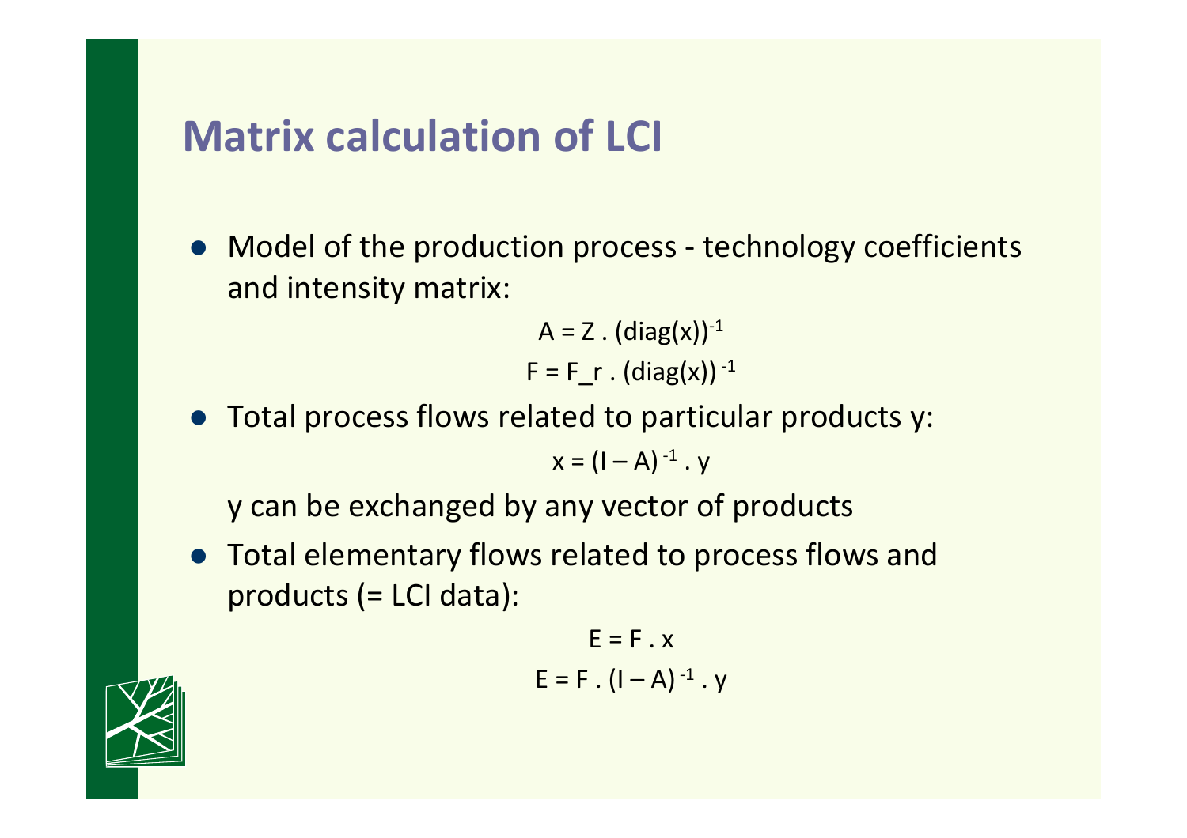# Matrix calculation of LCI

- Model of the production process - technology coefficients and intensity matrix:

$$A = Z \cdot (\mathrm{diag}(x))^{-1}$$

$$F = F\_r \cdot (\mathrm{diag}(x))^{-1}$$

- Total process flows related to particular products y:

$$x = (I - A)^{-1} \cdot y$$

  y can be exchanged by any vector of products

- Total elementary flows related to process flows and products (= LCI data):

$$E = F \cdot x$$

$$E = F \cdot (I - A)^{-1} \cdot y$$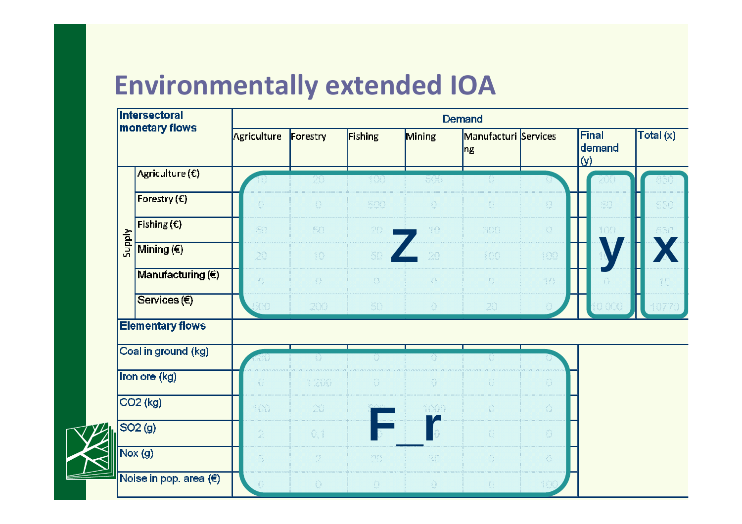# Environmentally extended IOA

| Intersectoral monetary flows | | Demand | | | | | | | |
|---|---|---|---|---|---|---|---|---|---|
| | | Agriculture | Forestry | Fishing | Mining | Manufacturing | Services | Final demand (y) | Total (x) |
| Supply | Agriculture (€) | 10 | 20 | 100 | 500 | 0 | 0 | 200 | 830 |
| | Forestry (€) | 0 | 0 | 500 | 0 | 0 | 0 | 50 | 550 |
| | Fishing (€) | 50 | 50 | 20 | 10 | 300 | 0 | 100 | 530 |
| | Mining (€) | 20 | 10 | 50 | 20 | 100 | 100 | 1 | |
| | Manufacturing (€) | 0 | 0 | 0 | 0 | 0 | 10 | 0 | 10 |
| | Services (€) | 500 | 200 | 50 | 0 | 20 | 0 | 10 000 | 10770 |
| **Elementary flows** | | | | | | | | | |
| Coal in ground (kg) | | 830 | 0 | 0 | 0 | 0 | 0 | | |
| Iron ore (kg) | | 0 | 1 200 | 0 | 0 | 0 | 0 | | |
| CO2 (kg) | | 100 | 20 | | 1000 | 0 | 0 | | |
| SO2 (g) | | 2 | 0.1 | | | 0 | 0 | | |
| Nox (g) | | 5 | 2 | 20 | 30 | 0 | 0 | | |
| Noise in pop. area (€) | | 0 | 0 | 0 | 0 | 0 | 100 | | |

Z

y

x

F_r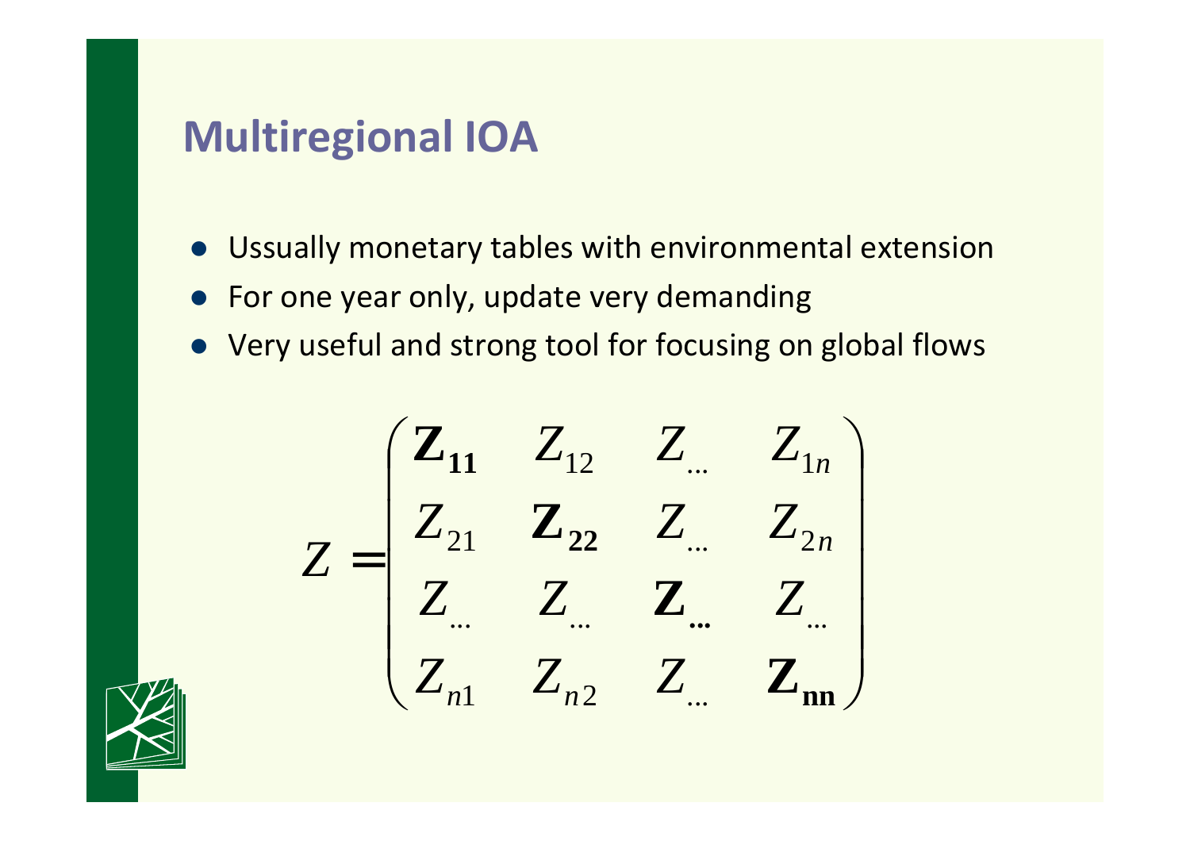# Multiregional IOA

- Ussually monetary tables with environmental extension
- For one year only, update very demanding
- Very useful and strong tool for focusing on global flows

$$
Z = \begin{pmatrix} \mathbf{Z_{11}} & Z_{12} & Z_{...} & Z_{1n} \\ Z_{21} & \mathbf{Z_{22}} & Z_{...} & Z_{2n} \\ Z_{...} & Z_{...} & \mathbf{Z_{...}} & Z_{...} \\ Z_{n1} & Z_{n2} & Z_{...} & \mathbf{Z_{nn}} \end{pmatrix}
$$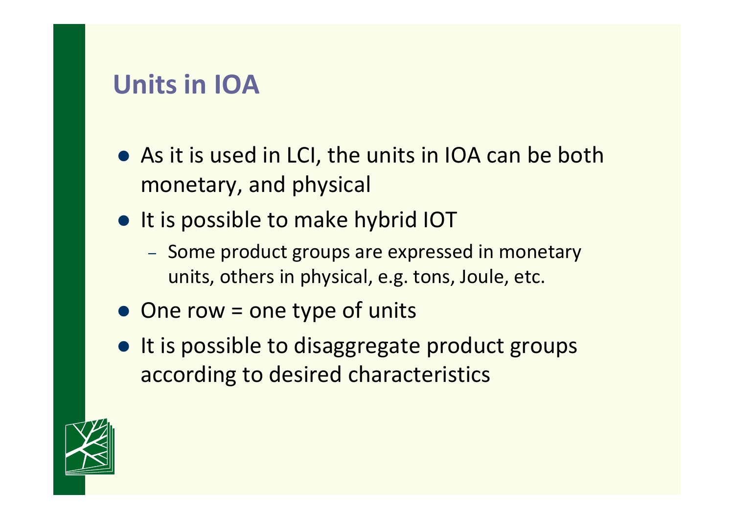## Units in IOA

- As it is used in LCI, the units in IOA can be both monetary, and physical
- It is possible to make hybrid IOT
  - Some product groups are expressed in monetary units, others in physical, e.g. tons, Joule, etc.
- One row = one type of units
- It is possible to disaggregate product groups according to desired characteristics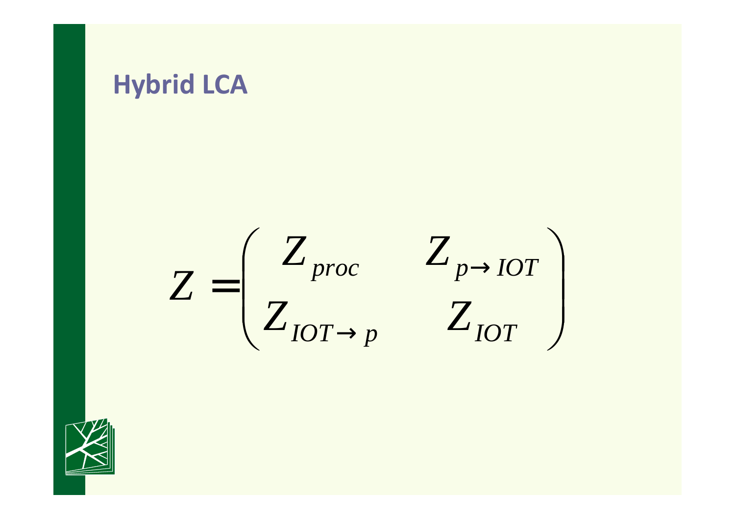## Hybrid LCA

$$Z = \begin{pmatrix} Z_{proc} & Z_{p \rightarrow IOT} \\ Z_{IOT \rightarrow p} & Z_{IOT} \end{pmatrix}$$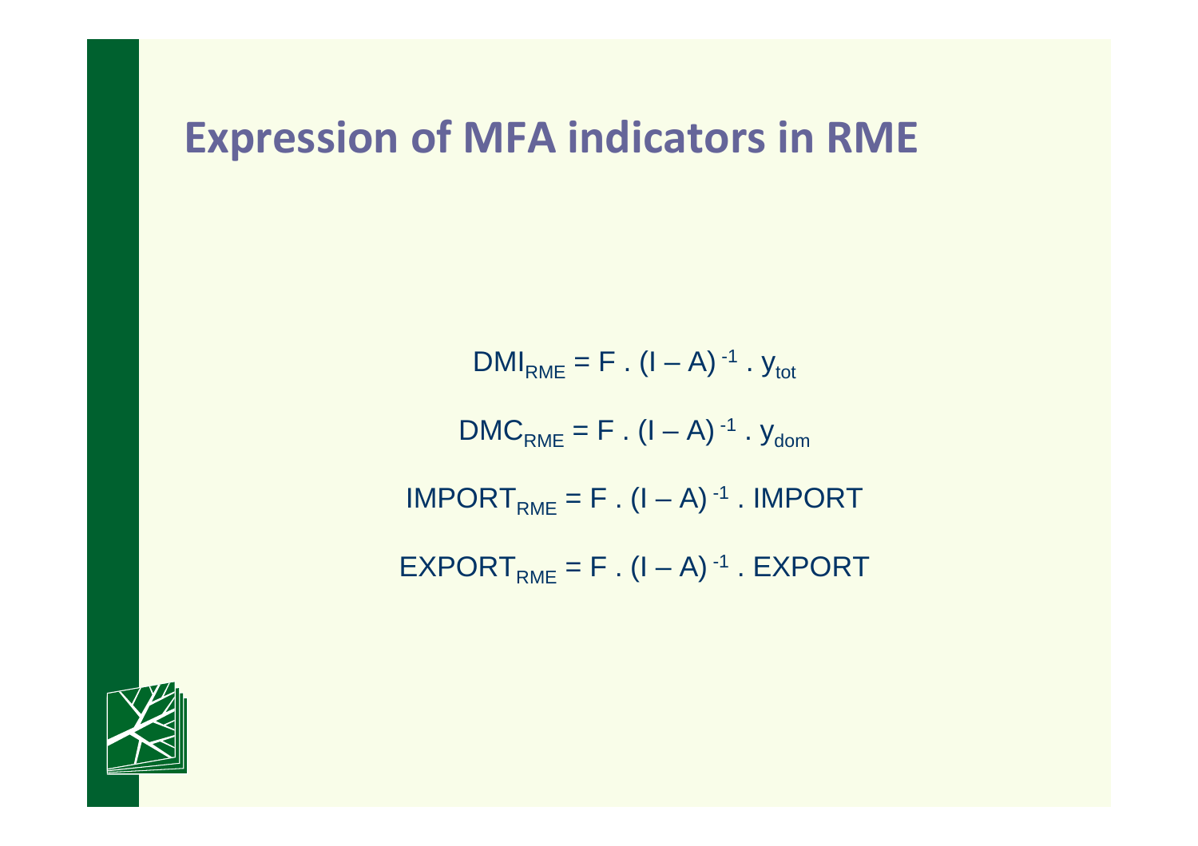# Expression of MFA indicators in RME

$$DMI_{RME} = F \cdot (I - A)^{-1} \cdot y_{tot}$$

$$DMC_{RME} = F \cdot (I - A)^{-1} \cdot y_{dom}$$

$$IMPORT_{RME} = F \cdot (I - A)^{-1} \cdot IMPORT$$

$$EXPORT_{RME} = F \cdot (I - A)^{-1} \cdot EXPORT$$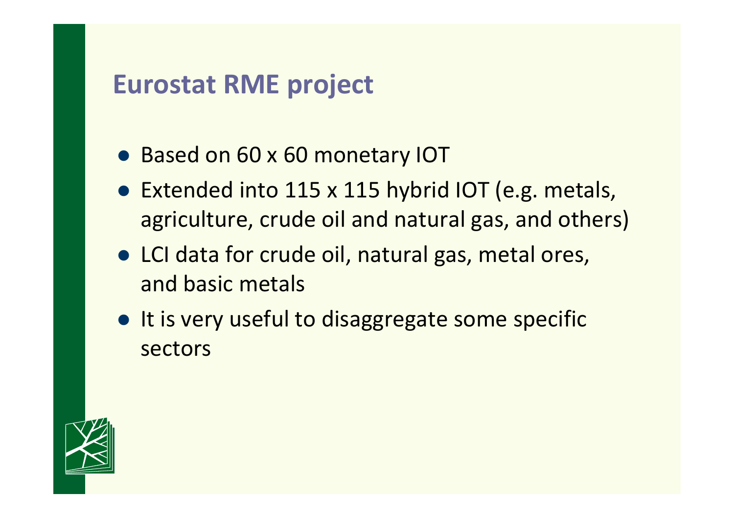## Eurostat RME project

- Based on 60 x 60 monetary IOT
- Extended into 115 x 115 hybrid IOT (e.g. metals, agriculture, crude oil and natural gas, and others)
- LCI data for crude oil, natural gas, metal ores, and basic metals
- It is very useful to disaggregate some specific sectors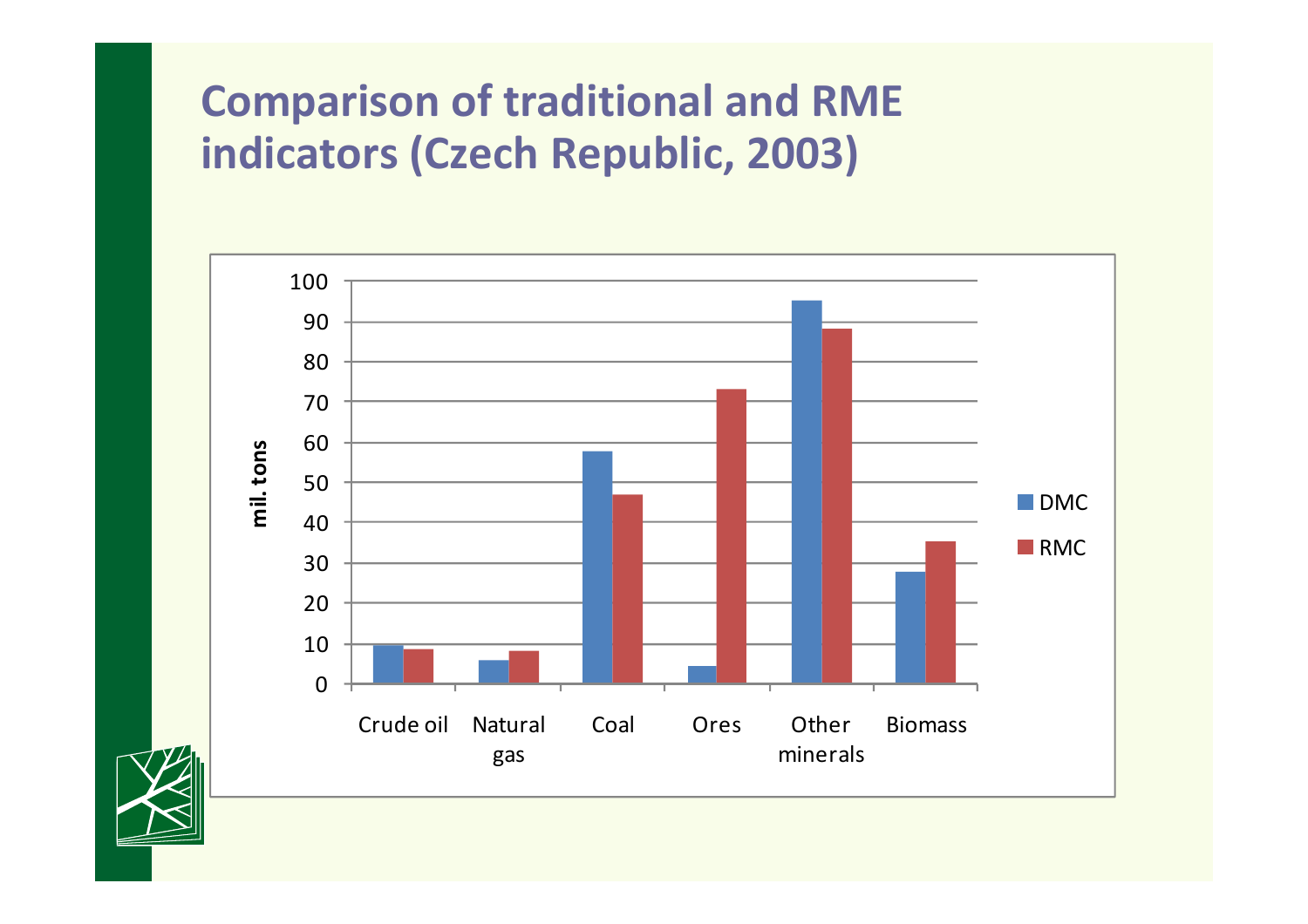# Comparison of traditional and RME indicators (Czech Republic, 2003)

mil. tons

100
90
80
70
60
50
40
30
20
10
0

Crude oil
Natural gas
Coal
Ores
Other minerals
Biomass

DMC
RMC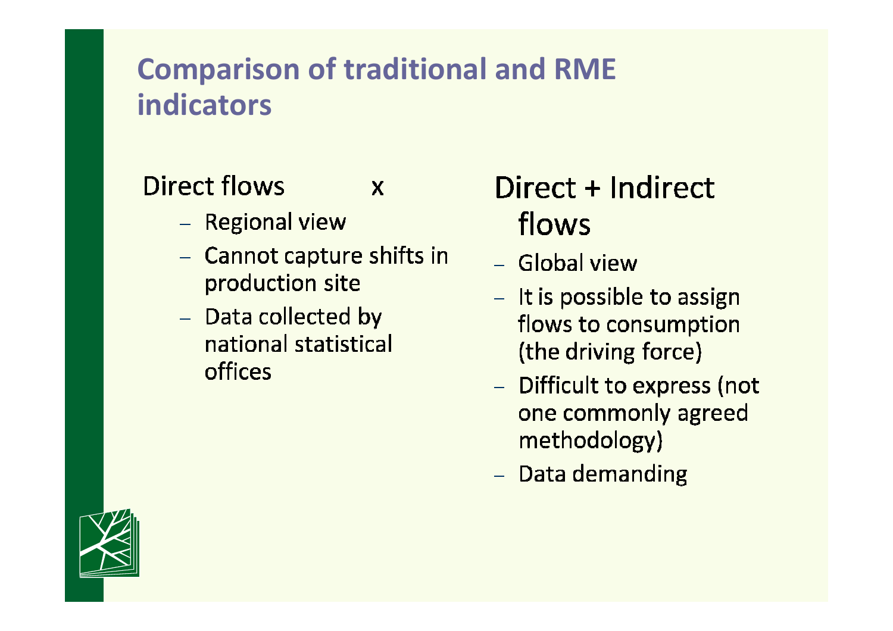# Comparison of traditional and RME indicators

Direct flows x

- Regional view
- Cannot capture shifts in production site
- Data collected by national statistical offices

Direct + Indirect flows

- Global view
- It is possible to assign flows to consumption (the driving force)
- Difficult to express (not one commonly agreed methodology)
- Data demanding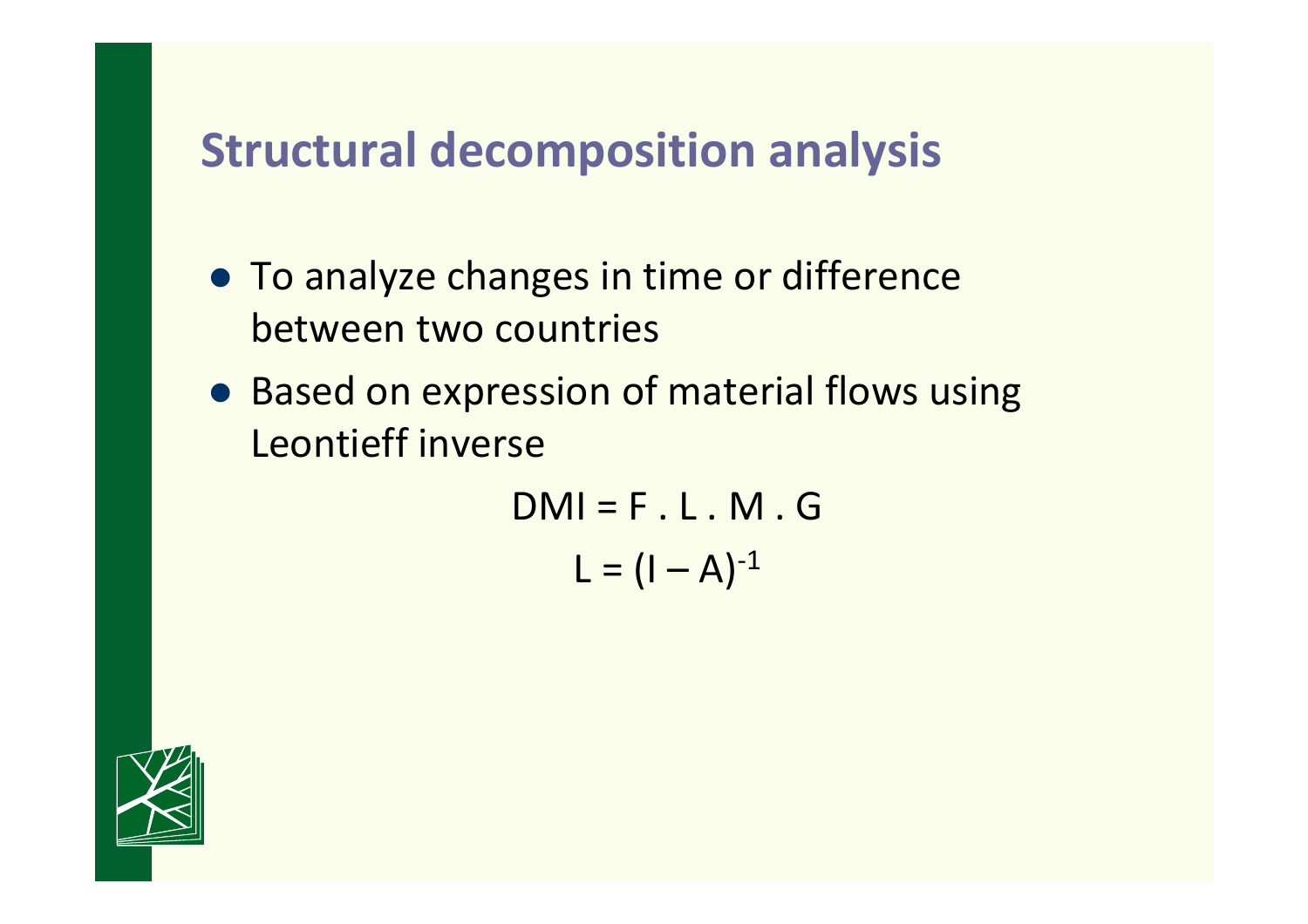## Structural decomposition analysis

- To analyze changes in time or difference between two countries
- Based on expression of material flows using Leontieff inverse

$$DMI = F \, . \, L \, . \, M \, . \, G$$

$$L = (I - A)^{-1}$$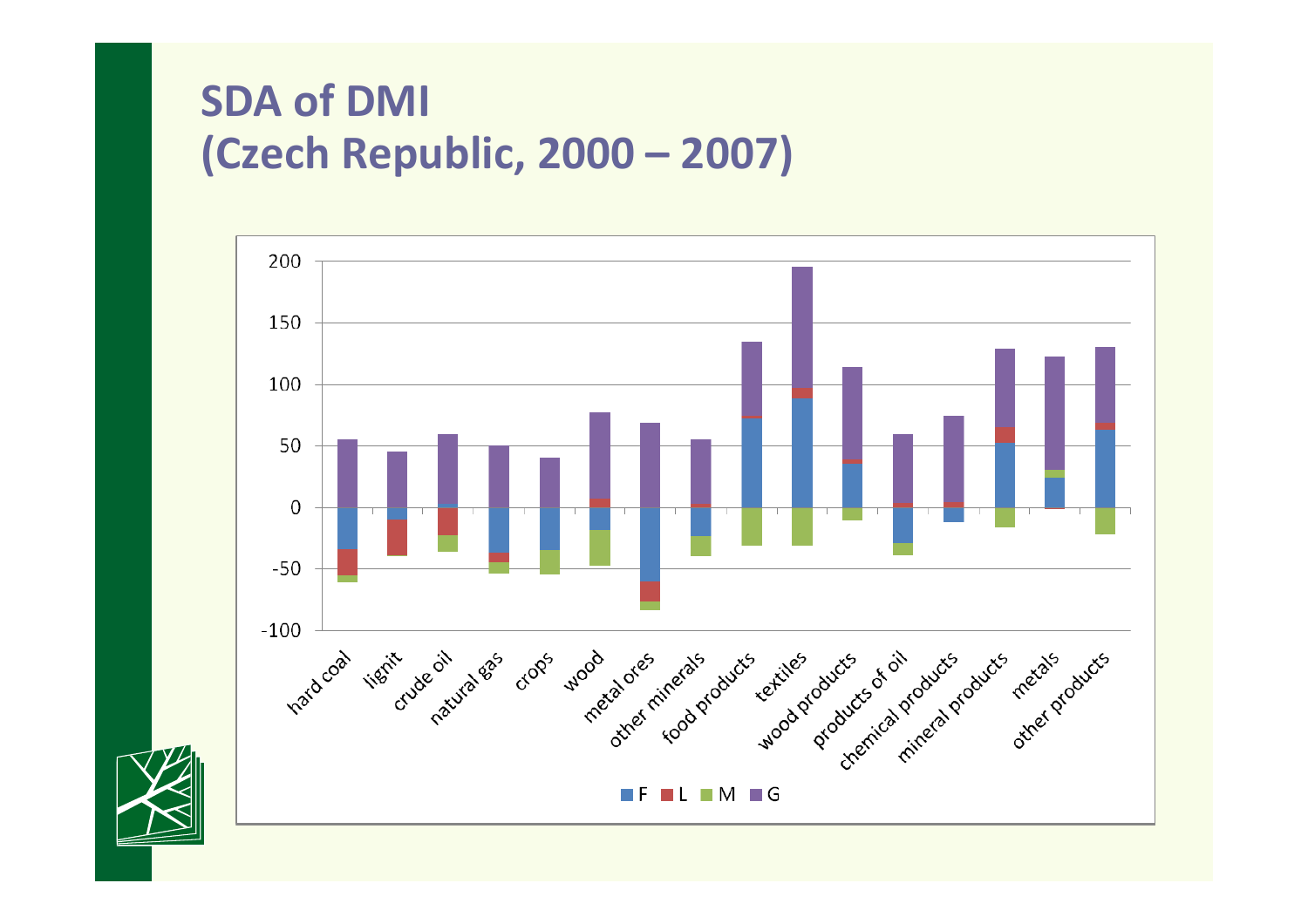# SDA of DMI
# (Czech Republic, 2000 – 2007)

200
150
100
50
0
-50
-100

hard coal
lignit
crude oil
natural gas
crops
wood
metal ores
other minerals
food products
textiles
wood products
products of oil
chemical products
mineral products
metals
other products

F L M G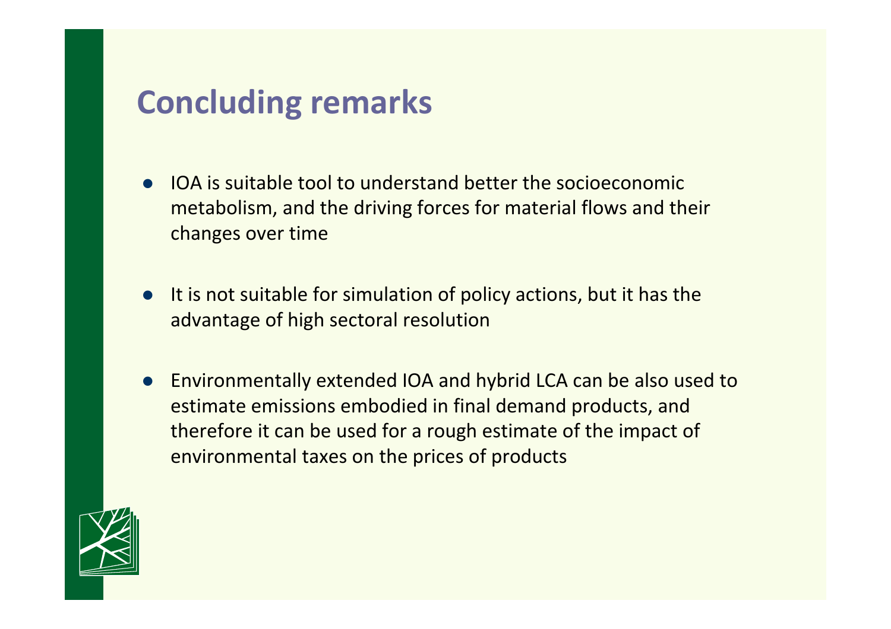# Concluding remarks

- IOA is suitable tool to understand better the socioeconomic metabolism, and the driving forces for material flows and their changes over time
- It is not suitable for simulation of policy actions, but it has the advantage of high sectoral resolution
- Environmentally extended IOA and hybrid LCA can be also used to estimate emissions embodied in final demand products, and therefore it can be used for a rough estimate of the impact of environmental taxes on the prices of products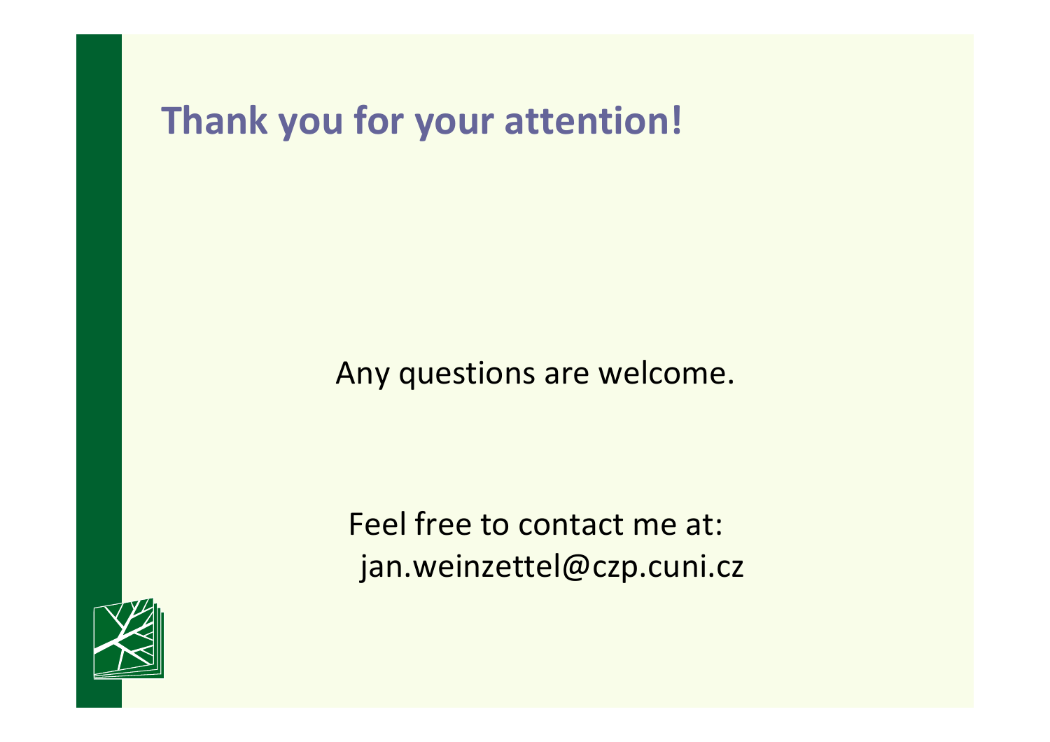# Thank you for your attention!

Any questions are welcome.

Feel free to contact me at:
jan.weinzettel@czp.cuni.cz